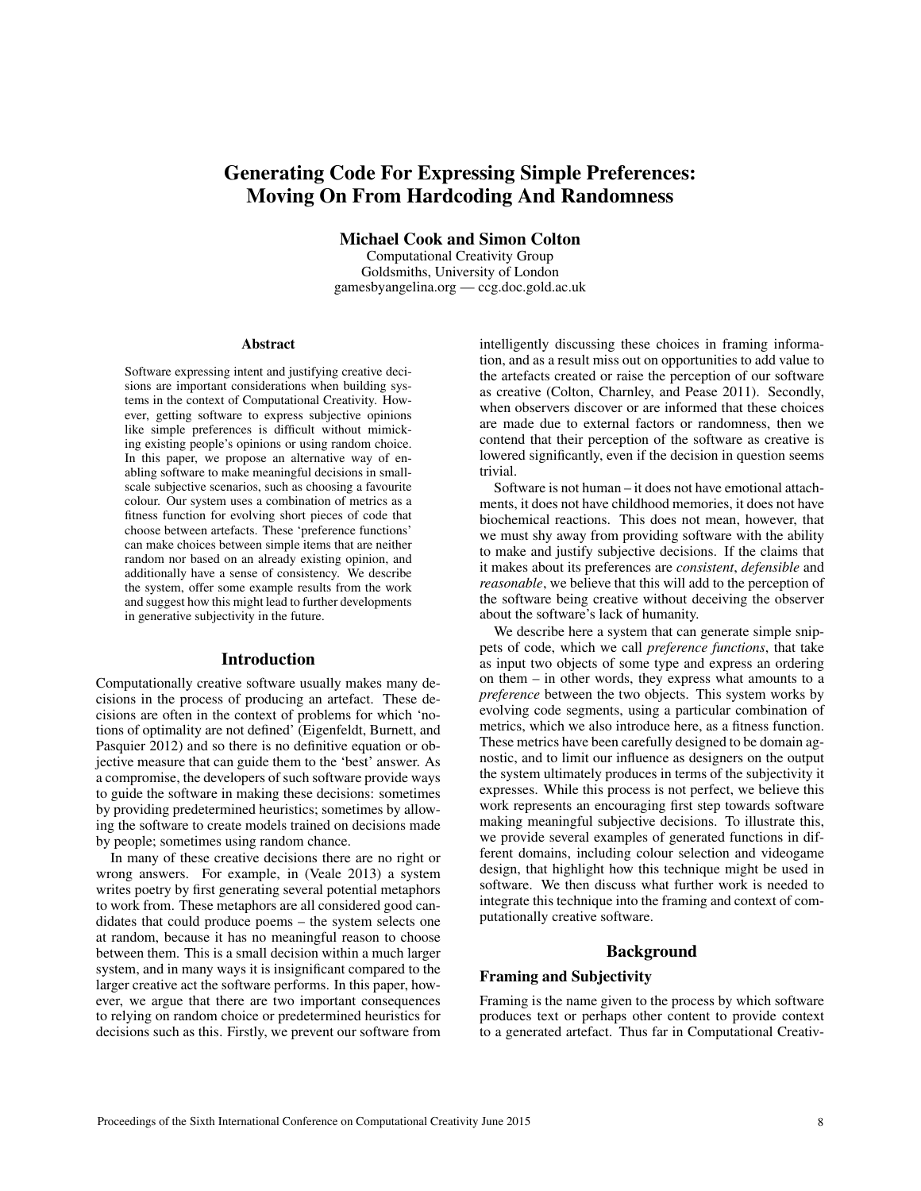# Generating Code For Expressing Simple Preferences: Moving On From Hardcoding And Randomness

**Michael Cook and Simon Colton**
Computational Creativity Group
Goldsmiths, University of London
gamesbyangelina.org — ccg.doc.gold.ac.uk

### Abstract

Software expressing intent and justifying creative decisions are important considerations when building systems in the context of Computational Creativity. However, getting software to express subjective opinions like simple preferences is difficult without mimicking existing people's opinions or using random choice. In this paper, we propose an alternative way of enabling software to make meaningful decisions in small-scale subjective scenarios, such as choosing a favourite colour. Our system uses a combination of metrics as a fitness function for evolving short pieces of code that choose between artefacts. These 'preference functions' can make choices between simple items that are neither random nor based on an already existing opinion, and additionally have a sense of consistency. We describe the system, offer some example results from the work and suggest how this might lead to further developments in generative subjectivity in the future.

## Introduction

Computationally creative software usually makes many decisions in the process of producing an artefact. These decisions are often in the context of problems for which 'notions of optimality are not defined' (Eigenfeldt, Burnett, and Pasquier 2012) and so there is no definitive equation or objective measure that can guide them to the 'best' answer. As a compromise, the developers of such software provide ways to guide the software in making these decisions: sometimes by providing predetermined heuristics; sometimes by allowing the software to create models trained on decisions made by people; sometimes using random chance.

In many of these creative decisions there are no right or wrong answers. For example, in (Veale 2013) a system writes poetry by first generating several potential metaphors to work from. These metaphors are all considered good candidates that could produce poems – the system selects one at random, because it has no meaningful reason to choose between them. This is a small decision within a much larger system, and in many ways it is insignificant compared to the larger creative act the software performs. In this paper, however, we argue that there are two important consequences to relying on random choice or predetermined heuristics for decisions such as this. Firstly, we prevent our software from intelligently discussing these choices in framing information, and as a result miss out on opportunities to add value to the artefacts created or raise the perception of our software as creative (Colton, Charnley, and Pease 2011). Secondly, when observers discover or are informed that these choices are made due to external factors or randomness, then we contend that their perception of the software as creative is lowered significantly, even if the decision in question seems trivial.

Software is not human – it does not have emotional attachments, it does not have childhood memories, it does not have biochemical reactions. This does not mean, however, that we must shy away from providing software with the ability to make and justify subjective decisions. If the claims that it makes about its preferences are *consistent*, *defensible* and *reasonable*, we believe that this will add to the perception of the software being creative without deceiving the observer about the software's lack of humanity.

We describe here a system that can generate simple snippets of code, which we call *preference functions*, that take as input two objects of some type and express an ordering on them – in other words, they express what amounts to a *preference* between the two objects. This system works by evolving code segments, using a particular combination of metrics, which we also introduce here, as a fitness function. These metrics have been carefully designed to be domain agnostic, and to limit our influence as designers on the output the system ultimately produces in terms of the subjectivity it expresses. While this process is not perfect, we believe this work represents an encouraging first step towards software making meaningful subjective decisions. To illustrate this, we provide several examples of generated functions in different domains, including colour selection and videogame design, that highlight how this technique might be used in software. We then discuss what further work is needed to integrate this technique into the framing and context of computationally creative software.

## Background

### Framing and Subjectivity

Framing is the name given to the process by which software produces text or perhaps other content to provide context to a generated artefact. Thus far in Computational Creativ-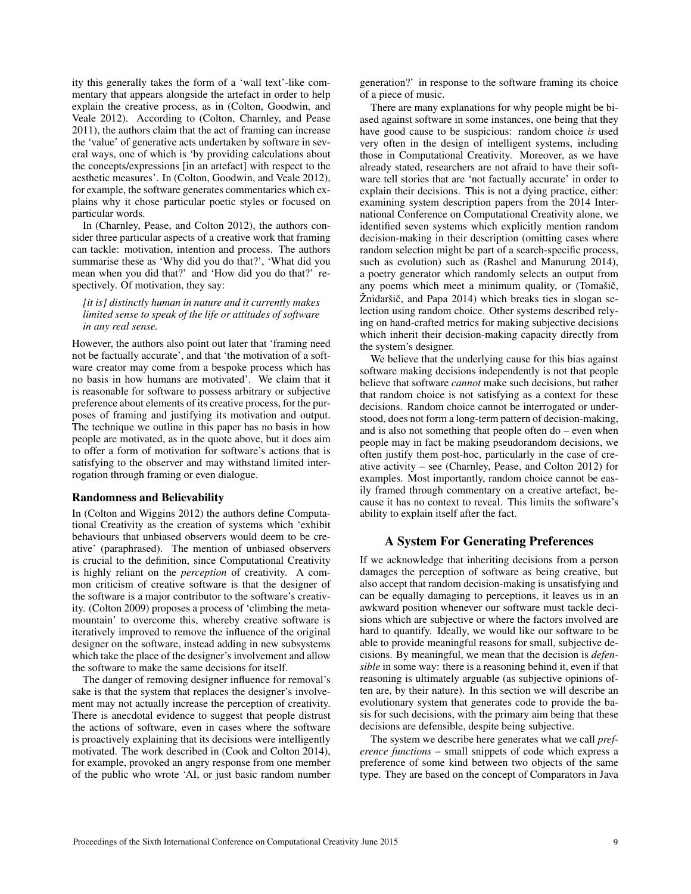ity this generally takes the form of a 'wall text'-like commentary that appears alongside the artefact in order to help explain the creative process, as in (Colton, Goodwin, and Veale 2012). According to (Colton, Charnley, and Pease 2011), the authors claim that the act of framing can increase the 'value' of generative acts undertaken by software in several ways, one of which is 'by providing calculations about the concepts/expressions [in an artefact] with respect to the aesthetic measures'. In (Colton, Goodwin, and Veale 2012), for example, the software generates commentaries which explains why it chose particular poetic styles or focused on particular words.

In (Charnley, Pease, and Colton 2012), the authors consider three particular aspects of a creative work that framing can tackle: motivation, intention and process. The authors summarise these as 'Why did you do that?', 'What did you mean when you did that?' and 'How did you do that?' respectively. Of motivation, they say:

> *[it is] distinctly human in nature and it currently makes limited sense to speak of the life or attitudes of software in any real sense.*

However, the authors also point out later that 'framing need not be factually accurate', and that 'the motivation of a software creator may come from a bespoke process which has no basis in how humans are motivated'. We claim that it is reasonable for software to possess arbitrary or subjective preference about elements of its creative process, for the purposes of framing and justifying its motivation and output. The technique we outline in this paper has no basis in how people are motivated, as in the quote above, but it does aim to offer a form of motivation for software's actions that is satisfying to the observer and may withstand limited interrogation through framing or even dialogue.

### Randomness and Believability

In (Colton and Wiggins 2012) the authors define Computational Creativity as the creation of systems which 'exhibit behaviours that unbiased observers would deem to be creative' (paraphrased). The mention of unbiased observers is crucial to the definition, since Computational Creativity is highly reliant on the *perception* of creativity. A common criticism of creative software is that the designer of the software is a major contributor to the software's creativity. (Colton 2009) proposes a process of 'climbing the meta-mountain' to overcome this, whereby creative software is iteratively improved to remove the influence of the original designer on the software, instead adding in new subsystems which take the place of the designer's involvement and allow the software to make the same decisions for itself.

The danger of removing designer influence for removal's sake is that the system that replaces the designer's involvement may not actually increase the perception of creativity. There is anecdotal evidence to suggest that people distrust the actions of software, even in cases where the software is proactively explaining that its decisions were intelligently motivated. The work described in (Cook and Colton 2014), for example, provoked an angry response from one member of the public who wrote 'AI, or just basic random number generation?' in response to the software framing its choice of a piece of music.

There are many explanations for why people might be biased against software in some instances, one being that they have good cause to be suspicious: random choice *is* used very often in the design of intelligent systems, including those in Computational Creativity. Moreover, as we have already stated, researchers are not afraid to have their software tell stories that are 'not factually accurate' in order to explain their decisions. This is not a dying practice, either: examining system description papers from the 2014 International Conference on Computational Creativity alone, we identified seven systems which explicitly mention random decision-making in their description (omitting cases where random selection might be part of a search-specific process, such as evolution) such as (Rashel and Manurung 2014), a poetry generator which randomly selects an output from any poems which meet a minimum quality, or (Tomašič, Žnidaršič, and Papa 2014) which breaks ties in slogan selection using random choice. Other systems described relying on hand-crafted metrics for making subjective decisions which inherit their decision-making capacity directly from the system's designer.

We believe that the underlying cause for this bias against software making decisions independently is not that people believe that software *cannot* make such decisions, but rather that random choice is not satisfying as a context for these decisions. Random choice cannot be interrogated or understood, does not form a long-term pattern of decision-making, and is also not something that people often do – even when people may in fact be making pseudorandom decisions, we often justify them post-hoc, particularly in the case of creative activity – see (Charnley, Pease, and Colton 2012) for examples. Most importantly, random choice cannot be easily framed through commentary on a creative artefact, because it has no context to reveal. This limits the software's ability to explain itself after the fact.

## A System For Generating Preferences

If we acknowledge that inheriting decisions from a person damages the perception of software as being creative, but also accept that random decision-making is unsatisfying and can be equally damaging to perceptions, it leaves us in an awkward position whenever our software must tackle decisions which are subjective or where the factors involved are hard to quantify. Ideally, we would like our software to be able to provide meaningful reasons for small, subjective decisions. By meaningful, we mean that the decision is *defensible* in some way: there is a reasoning behind it, even if that reasoning is ultimately arguable (as subjective opinions often are, by their nature). In this section we will describe an evolutionary system that generates code to provide the basis for such decisions, with the primary aim being that these decisions are defensible, despite being subjective.

The system we describe here generates what we call *preference functions* – small snippets of code which express a preference of some kind between two objects of the same type. They are based on the concept of Comparators in Java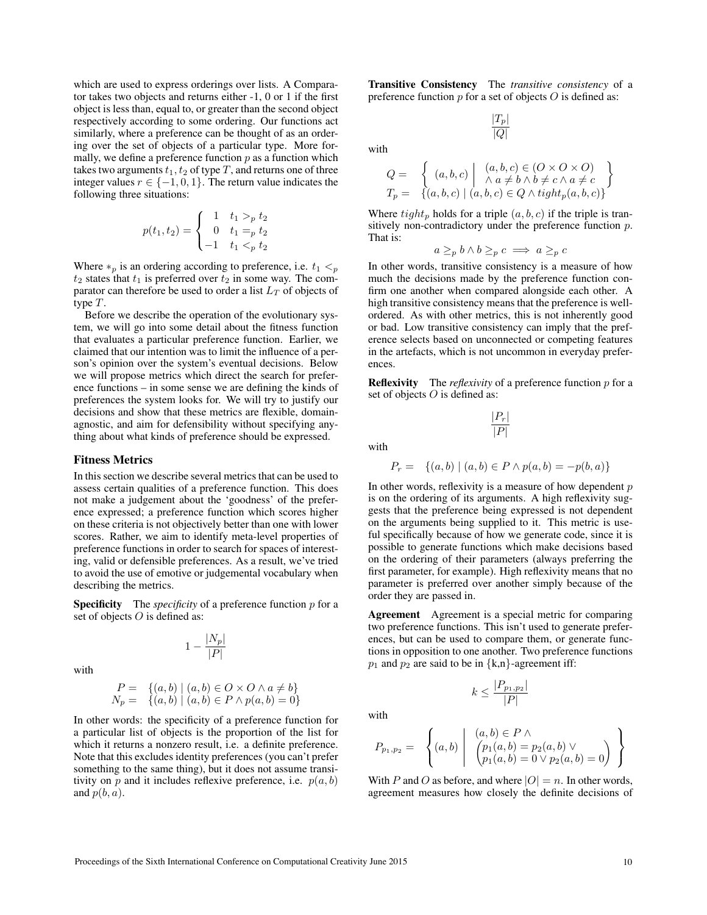which are used to express orderings over lists. A Comparator takes two objects and returns either -1, 0 or 1 if the first object is less than, equal to, or greater than the second object respectively according to some ordering. Our functions act similarly, where a preference can be thought of as an ordering over the set of objects of a particular type. More formally, we define a preference function $p$ as a function which takes two arguments $t_1, t_2$ of type $T$, and returns one of three integer values $r \in \{-1, 0, 1\}$. The return value indicates the following three situations:

$$p(t_1, t_2) = \begin{cases} 1 & t_1 >_p t_2 \\ 0 & t_1 =_p t_2 \\ -1 & t_1 <_p t_2 \end{cases}$$

Where $*_p$ is an ordering according to preference, i.e. $t_1 <_p t_2$ states that $t_1$ is preferred over $t_2$ in some way. The comparator can therefore be used to order a list $L_T$ of objects of type $T$.

Before we describe the operation of the evolutionary system, we will go into some detail about the fitness function that evaluates a particular preference function. Earlier, we claimed that our intention was to limit the influence of a person's opinion over the system's eventual decisions. Below we will propose metrics which direct the search for preference functions – in some sense we are defining the kinds of preferences the system looks for. We will try to justify our decisions and show that these metrics are flexible, domain-agnostic, and aim for defensibility without specifying anything about what kinds of preference should be expressed.

## Fitness Metrics

In this section we describe several metrics that can be used to assess certain qualities of a preference function. This does not make a judgement about the 'goodness' of the preference expressed; a preference function which scores higher on these criteria is not objectively better than one with lower scores. Rather, we aim to identify meta-level properties of preference functions in order to search for spaces of interesting, valid or defensible preferences. As a result, we've tried to avoid the use of emotive or judgemental vocabulary when describing the metrics.

**Specificity** The *specificity* of a preference function $p$ for a set of objects $O$ is defined as:

$$1 - \frac{|N_p|}{|P|}$$

with

$$\begin{aligned} P &= \{(a, b) \mid (a, b) \in O \times O \wedge a \neq b\} \\ N_p &= \{(a, b) \mid (a, b) \in P \wedge p(a, b) = 0\} \end{aligned}$$

In other words: the specificity of a preference function for a particular list of objects is the proportion of the list for which it returns a nonzero result, i.e. a definite preference. Note that this excludes identity preferences (you can't prefer something to the same thing), but it does not assume transitivity on $p$ and it includes reflexive preference, i.e. $p(a, b)$ and $p(b, a)$.

**Transitive Consistency** The *transitive consistency* of a preference function $p$ for a set of objects $O$ is defined as:

$$\frac{|T_p|}{|Q|}$$

with

$$\begin{aligned} Q &= \left\{ (a, b, c) \;\middle|\; \begin{array}{l} (a, b, c) \in (O \times O \times O) \\ \wedge\, a \neq b \wedge b \neq c \wedge a \neq c \end{array} \right\} \\ T_p &= \{(a, b, c) \mid (a, b, c) \in Q \wedge tight_p(a, b, c)\} \end{aligned}$$

Where $tight_p$ holds for a triple $(a, b, c)$ if the triple is transitively non-contradictory under the preference function $p$. That is:

$$a \geq_p b \wedge b \geq_p c \implies a \geq_p c$$

In other words, transitive consistency is a measure of how much the decisions made by the preference function confirm one another when compared alongside each other. A high transitive consistency means that the preference is well-ordered. As with other metrics, this is not inherently good or bad. Low transitive consistency can imply that the preference selects based on unconnected or competing features in the artefacts, which is not uncommon in everyday preferences.

**Reflexivity** The *reflexivity* of a preference function $p$ for a set of objects $O$ is defined as:

$$\frac{|P_r|}{|P|}$$

with

$$P_r = \{(a, b) \mid (a, b) \in P \wedge p(a, b) = -p(b, a)\}$$

In other words, reflexivity is a measure of how dependent $p$ is on the ordering of its arguments. A high reflexivity suggests that the preference being expressed is not dependent on the arguments being supplied to it. This metric is useful specifically because of how we generate code, since it is possible to generate functions which make decisions based on the ordering of their parameters (always preferring the first parameter, for example). High reflexivity means that no parameter is preferred over another simply because of the order they are passed in.

**Agreement** Agreement is a special metric for comparing two preference functions. This isn't used to generate preferences, but can be used to compare them, or generate functions in opposition to one another. Two preference functions $p_1$ and $p_2$ are said to be in {k,n}-agreement iff:

$$k \leq \frac{|P_{p_1,p_2}|}{|P|}$$

with

$$P_{p_1,p_2} = \left\{ (a, b) \;\middle|\; \begin{array}{l} (a, b) \in P \wedge \\ \begin{pmatrix} p_1(a, b) = p_2(a, b) \vee \\ p_1(a, b) = 0 \vee p_2(a, b) = 0 \end{pmatrix} \end{array} \right\}$$

With $P$ and $O$ as before, and where $|O| = n$. In other words, agreement measures how closely the definite decisions of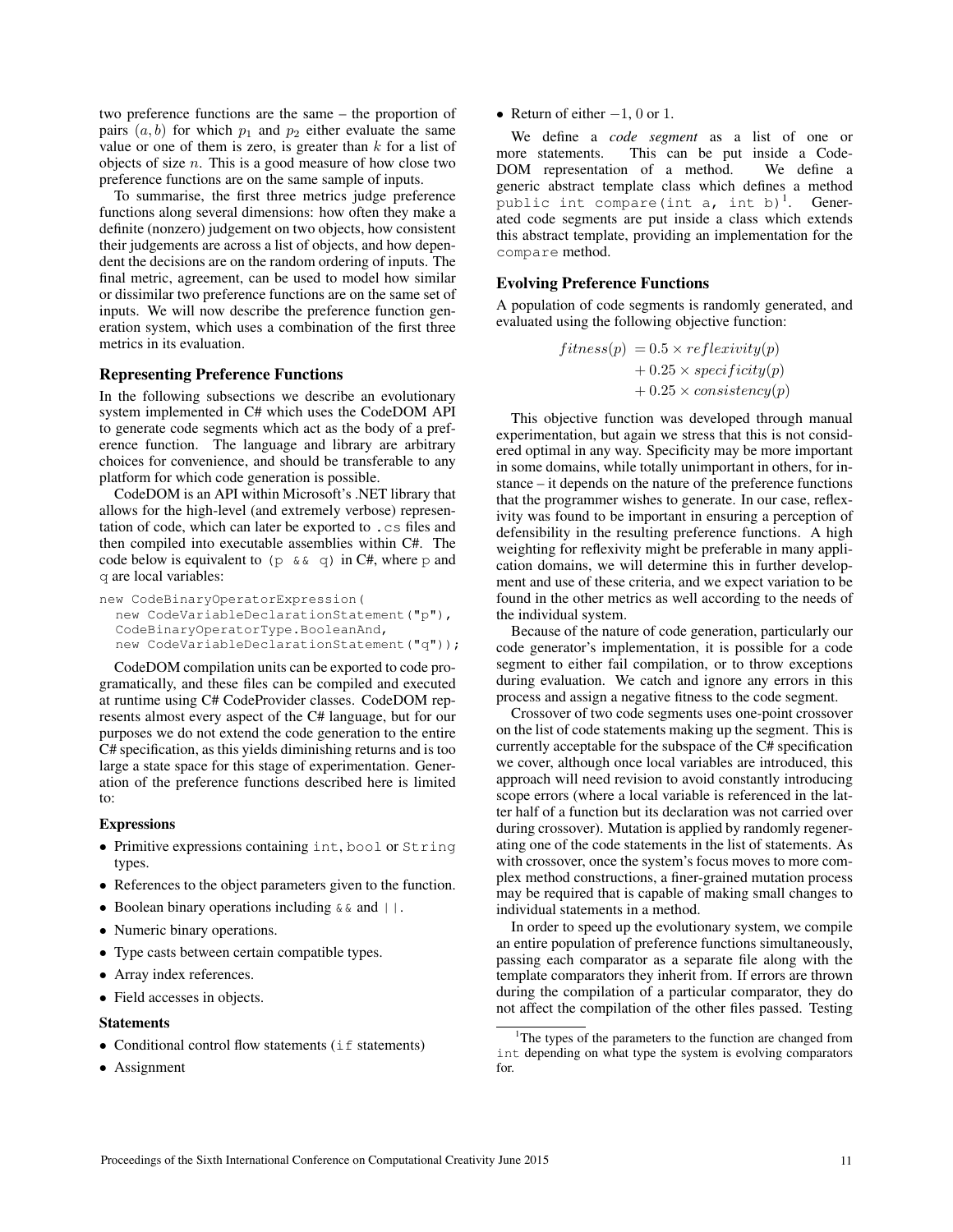two preference functions are the same – the proportion of pairs $(a, b)$ for which $p_1$ and $p_2$ either evaluate the same value or one of them is zero, is greater than $k$ for a list of objects of size $n$. This is a good measure of how close two preference functions are on the same sample of inputs.

To summarise, the first three metrics judge preference functions along several dimensions: how often they make a definite (nonzero) judgement on two objects, how consistent their judgements are across a list of objects, and how dependent the decisions are on the random ordering of inputs. The final metric, agreement, can be used to model how similar or dissimilar two preference functions are on the same set of inputs. We will now describe the preference function generation system, which uses a combination of the first three metrics in its evaluation.

## Representing Preference Functions

In the following subsections we describe an evolutionary system implemented in C# which uses the CodeDOM API to generate code segments which act as the body of a preference function. The language and library are arbitrary choices for convenience, and should be transferable to any platform for which code generation is possible.

CodeDOM is an API within Microsoft's .NET library that allows for the high-level (and extremely verbose) representation of code, which can later be exported to `.cs` files and then compiled into executable assemblies within C#. The code below is equivalent to `(p && q)` in C#, where `p` and `q` are local variables:

```
new CodeBinaryOperatorExpression(
  new CodeVariableDeclarationStatement("p"),
  CodeBinaryOperatorType.BooleanAnd,
  new CodeVariableDeclarationStatement("q"));
```

CodeDOM compilation units can be exported to code programatically, and these files can be compiled and executed at runtime using C# CodeProvider classes. CodeDOM represents almost every aspect of the C# language, but for our purposes we do not extend the code generation to the entire C# specification, as this yields diminishing returns and is too large a state space for this stage of experimentation. Generation of the preference functions described here is limited to:

### Expressions

- Primitive expressions containing `int`, `bool` or `String` types.
- References to the object parameters given to the function.
- Boolean binary operations including `&&` and `||`.
- Numeric binary operations.
- Type casts between certain compatible types.
- Array index references.
- Field accesses in objects.

### Statements

- Conditional control flow statements (`if` statements)
- Assignment
- Return of either $-1$, $0$ or $1$.

We define a *code segment* as a list of one or more statements. This can be put inside a CodeDOM representation of a method. We define a generic abstract template class which defines a method `public int compare(int a, int b)`[1]. Generated code segments are put inside a class which extends this abstract template, providing an implementation for the `compare` method.

## Evolving Preference Functions

A population of code segments is randomly generated, and evaluated using the following objective function:

$$
\begin{aligned}
fitness(p) &= 0.5 \times reflexivity(p) \\
&+ 0.25 \times specificity(p) \\
&+ 0.25 \times consistency(p)
\end{aligned}
$$

This objective function was developed through manual experimentation, but again we stress that this is not considered optimal in any way. Specificity may be more important in some domains, while totally unimportant in others, for instance – it depends on the nature of the preference functions that the programmer wishes to generate. In our case, reflexivity was found to be important in ensuring a perception of defensibility in the resulting preference functions. A high weighting for reflexivity might be preferable in many application domains, we will determine this in further development and use of these criteria, and we expect variation to be found in the other metrics as well according to the needs of the individual system.

Because of the nature of code generation, particularly our code generator's implementation, it is possible for a code segment to either fail compilation, or to throw exceptions during evaluation. We catch and ignore any errors in this process and assign a negative fitness to the code segment.

Crossover of two code segments uses one-point crossover on the list of code statements making up the segment. This is currently acceptable for the subspace of the C# specification we cover, although once local variables are introduced, this approach will need revision to avoid constantly introducing scope errors (where a local variable is referenced in the latter half of a function but its declaration was not carried over during crossover). Mutation is applied by randomly regenerating one of the code statements in the list of statements. As with crossover, once the system's focus moves to more complex method constructions, a finer-grained mutation process may be required that is capable of making small changes to individual statements in a method.

In order to speed up the evolutionary system, we compile an entire population of preference functions simultaneously, passing each comparator as a separate file along with the template comparators they inherit from. If errors are thrown during the compilation of a particular comparator, they do not affect the compilation of the other files passed. Testing

[1] The types of the parameters to the function are changed from `int` depending on what type the system is evolving comparators for.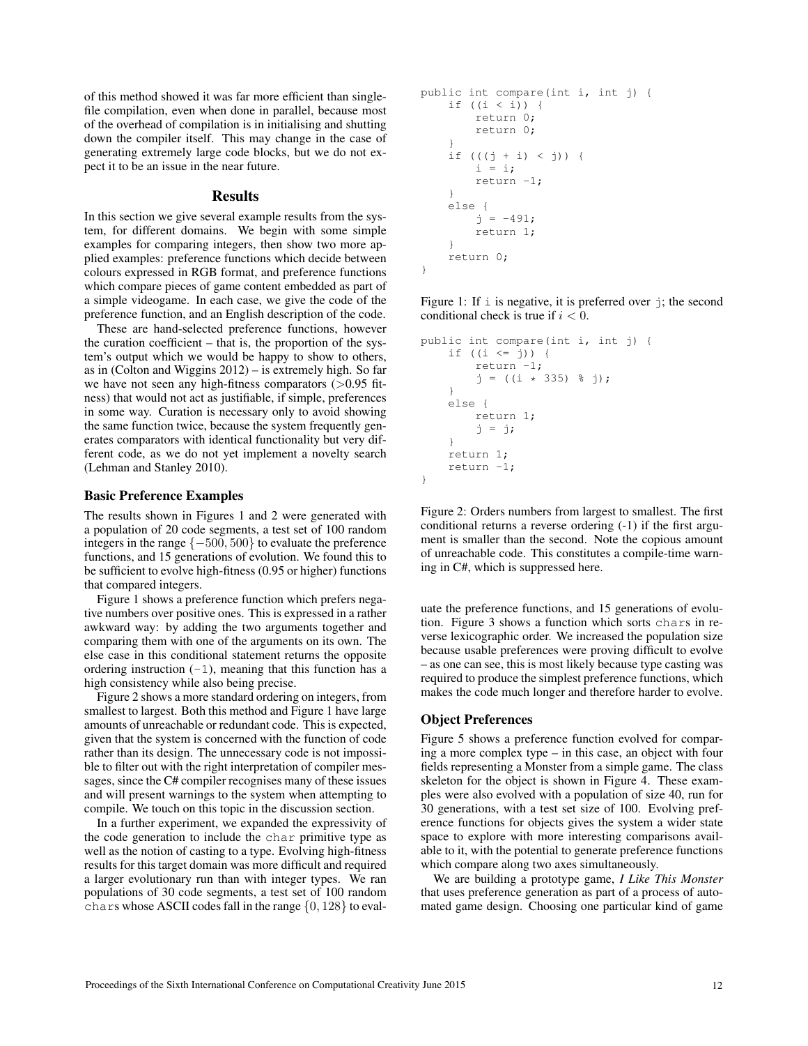of this method showed it was far more efficient than single-file compilation, even when done in parallel, because most of the overhead of compilation is in initialising and shutting down the compiler itself. This may change in the case of generating extremely large code blocks, but we do not expect it to be an issue in the near future.

## Results

In this section we give several example results from the system, for different domains. We begin with some simple examples for comparing integers, then show two more applied examples: preference functions which decide between colours expressed in RGB format, and preference functions which compare pieces of game content embedded as part of a simple videogame. In each case, we give the code of the preference function, and an English description of the code.

These are hand-selected preference functions, however the curation coefficient – that is, the proportion of the system's output which we would be happy to show to others, as in (Colton and Wiggins 2012) – is extremely high. So far we have not seen any high-fitness comparators (>0.95 fitness) that would not act as justifiable, if simple, preferences in some way. Curation is necessary only to avoid showing the same function twice, because the system frequently generates comparators with identical functionality but very different code, as we do not yet implement a novelty search (Lehman and Stanley 2010).

### Basic Preference Examples

The results shown in Figures 1 and 2 were generated with a population of 20 code segments, a test set of 100 random integers in the range $\{-500, 500\}$ to evaluate the preference functions, and 15 generations of evolution. We found this to be sufficient to evolve high-fitness (0.95 or higher) functions that compared integers.

Figure 1 shows a preference function which prefers negative numbers over positive ones. This is expressed in a rather awkward way: by adding the two arguments together and comparing them with one of the arguments on its own. The else case in this conditional statement returns the opposite ordering instruction (`-1`), meaning that this function has a high consistency while also being precise.

Figure 2 shows a more standard ordering on integers, from smallest to largest. Both this method and Figure 1 have large amounts of unreachable or redundant code. This is expected, given that the system is concerned with the function of code rather than its design. The unnecessary code is not impossible to filter out with the right interpretation of compiler messages, since the C# compiler recognises many of these issues and will present warnings to the system when attempting to compile. We touch on this topic in the discussion section.

In a further experiment, we expanded the expressivity of the code generation to include the `char` primitive type as well as the notion of casting to a type. Evolving high-fitness results for this target domain was more difficult and required a larger evolutionary run than with integer types. We ran populations of 30 code segments, a test set of 100 random `char`s whose ASCII codes fall in the range $\{0, 128\}$ to evaluate the preference functions, and 15 generations of evolution. Figure 3 shows a function which sorts `char`s in reverse lexicographic order. We increased the population size because usable preferences were proving difficult to evolve – as one can see, this is most likely because type casting was required to produce the simplest preference functions, which makes the code much longer and therefore harder to evolve.

```
public int compare(int i, int j) {
    if ((i < i)) {
        return 0;
        return 0;
    }
    if (((j + i) < j)) {
        i = i;
        return -1;
    }
    else {
        j = -491;
        return 1;
    }
    return 0;
}
```

Figure 1: If `i` is negative, it is preferred over `j`; the second conditional check is true if $i < 0$.

```
public int compare(int i, int j) {
    if ((i <= j)) {
        return -1;
        j = ((i * 335) % j);
    }
    else {
        return 1;
        j = j;
    }
    return 1;
    return -1;
}
```

Figure 2: Orders numbers from largest to smallest. The first conditional returns a reverse ordering (-1) if the first argument is smaller than the second. Note the copious amount of unreachable code. This constitutes a compile-time warning in C#, which is suppressed here.

### Object Preferences

Figure 5 shows a preference function evolved for comparing a more complex type – in this case, an object with four fields representing a Monster from a simple game. The class skeleton for the object is shown in Figure 4. These examples were also evolved with a population of size 40, run for 30 generations, with a test set size of 100. Evolving preference functions for objects gives the system a wider state space to explore with more interesting comparisons available to it, with the potential to generate preference functions which compare along two axes simultaneously.

We are building a prototype game, *I Like This Monster* that uses preference generation as part of a process of automated game design. Choosing one particular kind of game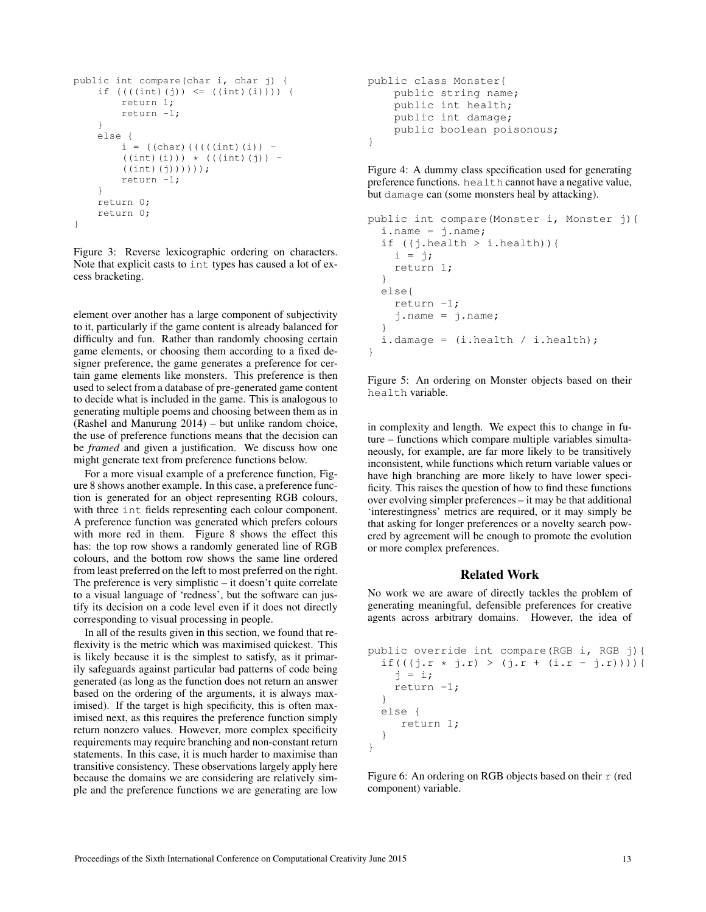```
public int compare(char i, char j) {
    if ((((int)(j)) <= ((int)(i)))) {
        return 1;
        return -1;
    }
    else {
        i = ((char)(((((int)(i)) -
        ((int)(i))) * (((int)(j)) -
        ((int)(j))))));
        return -1;
    }
    return 0;
    return 0;
}
```

Figure 3: Reverse lexicographic ordering on characters. Note that explicit casts to `int` types has caused a lot of excess bracketing.

element over another has a large component of subjectivity to it, particularly if the game content is already balanced for difficulty and fun. Rather than randomly choosing certain game elements, or choosing them according to a fixed designer preference, the game generates a preference for certain game elements like monsters. This preference is then used to select from a database of pre-generated game content to decide what is included in the game. This is analogous to generating multiple poems and choosing between them as in (Rashel and Manurung 2014) – but unlike random choice, the use of preference functions means that the decision can be *framed* and given a justification. We discuss how one might generate text from preference functions below.

For a more visual example of a preference function, Figure 8 shows another example. In this case, a preference function is generated for an object representing RGB colours, with three `int` fields representing each colour component. A preference function was generated which prefers colours with more red in them. Figure 8 shows the effect this has: the top row shows a randomly generated line of RGB colours, and the bottom row shows the same line ordered from least preferred on the left to most preferred on the right. The preference is very simplistic – it doesn't quite correlate to a visual language of 'redness', but the software can justify its decision on a code level even if it does not directly corresponding to visual processing in people.

In all of the results given in this section, we found that reflexivity is the metric which was maximised quickest. This is likely because it is the simplest to satisfy, as it primarily safeguards against particular bad patterns of code being generated (as long as the function does not return an answer based on the ordering of the arguments, it is always maximised). If the target is high specificity, this is often maximised next, as this requires the preference function simply return nonzero values. However, more complex specificity requirements may require branching and non-constant return statements. In this case, it is much harder to maximise than transitive consistency. These observations largely apply here because the domains we are considering are relatively simple and the preference functions we are generating are low

```
public class Monster{
    public string name;
    public int health;
    public int damage;
    public boolean poisonous;
}
```

Figure 4: A dummy class specification used for generating preference functions. `health` cannot have a negative value, but `damage` can (some monsters heal by attacking).

```
public int compare(Monster i, Monster j){
  i.name = j.name;
  if ((j.health > i.health)){
    i = j;
    return 1;
  }
  else{
    return -1;
    j.name = j.name;
  }
  i.damage = (i.health / i.health);
}
```

Figure 5: An ordering on Monster objects based on their `health` variable.

in complexity and length. We expect this to change in future – functions which compare multiple variables simultaneously, for example, are far more likely to be transitively inconsistent, while functions which return variable values or have high branching are more likely to have lower specificity. This raises the question of how to find these functions over evolving simpler preferences – it may be that additional 'interestingness' metrics are required, or it may simply be that asking for longer preferences or a novelty search powered by agreement will be enough to promote the evolution or more complex preferences.

## Related Work

No work we are aware of directly tackles the problem of generating meaningful, defensible preferences for creative agents across arbitrary domains. However, the idea of

```
public override int compare(RGB i, RGB j){
  if(((j.r * j.r) > (j.r + (i.r - j.r)))){
    j = i;
    return -1;
  }
  else {
     return 1;
  }
}
```

Figure 6: An ordering on RGB objects based on their `r` (red component) variable.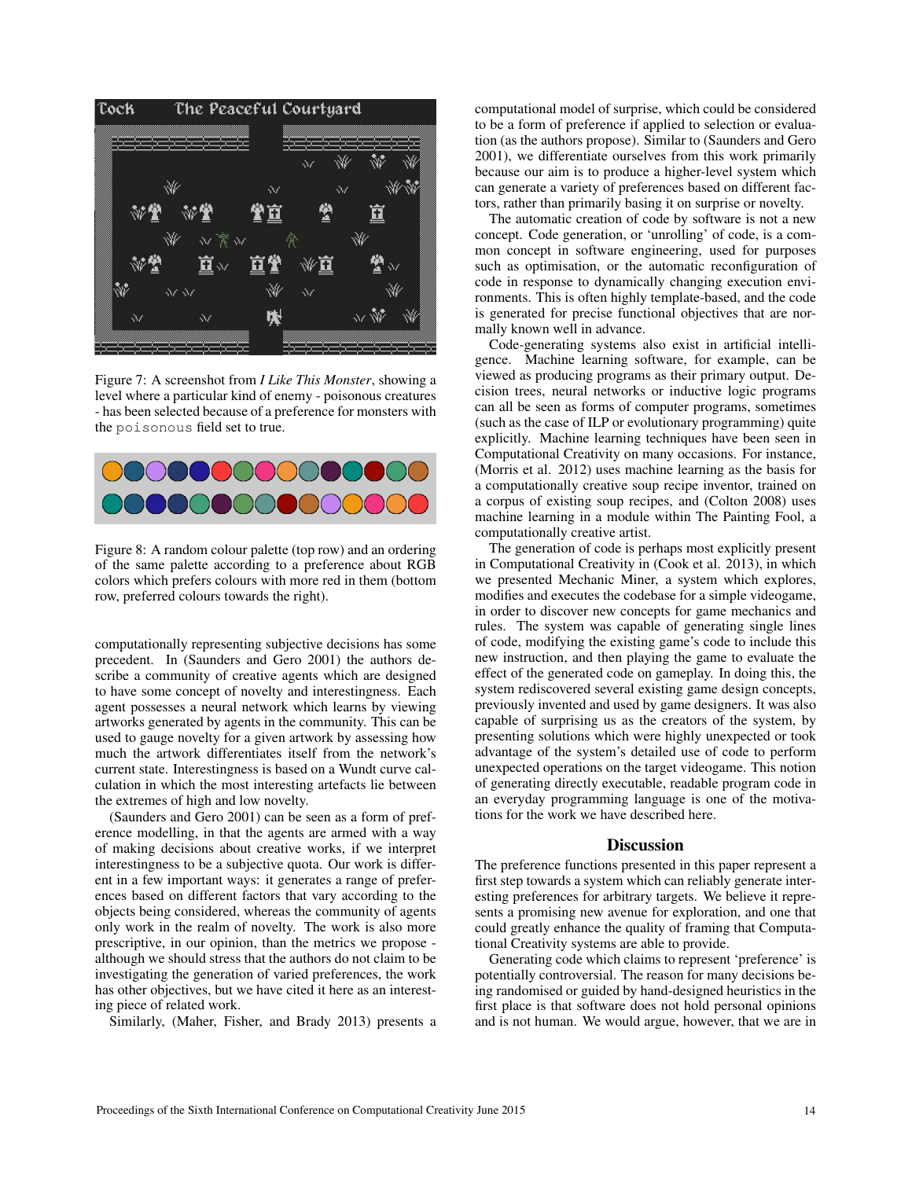Figure 7: A screenshot from *I Like This Monster*, showing a level where a particular kind of enemy - poisonous creatures - has been selected because of a preference for monsters with the `poisonous` field set to true.

Figure 8: A random colour palette (top row) and an ordering of the same palette according to a preference about RGB colors which prefers colours with more red in them (bottom row, preferred colours towards the right).

computationally representing subjective decisions has some precedent. In (Saunders and Gero 2001) the authors describe a community of creative agents which are designed to have some concept of novelty and interestingness. Each agent possesses a neural network which learns by viewing artworks generated by agents in the community. This can be used to gauge novelty for a given artwork by assessing how much the artwork differentiates itself from the network's current state. Interestingness is based on a Wundt curve calculation in which the most interesting artefacts lie between the extremes of high and low novelty.

(Saunders and Gero 2001) can be seen as a form of preference modelling, in that the agents are armed with a way of making decisions about creative works, if we interpret interestingness to be a subjective quota. Our work is different in a few important ways: it generates a range of preferences based on different factors that vary according to the objects being considered, whereas the community of agents only work in the realm of novelty. The work is also more prescriptive, in our opinion, than the metrics we propose - although we should stress that the authors do not claim to be investigating the generation of varied preferences, the work has other objectives, but we have cited it here as an interesting piece of related work.

Similarly, (Maher, Fisher, and Brady 2013) presents a computational model of surprise, which could be considered to be a form of preference if applied to selection or evaluation (as the authors propose). Similar to (Saunders and Gero 2001), we differentiate ourselves from this work primarily because our aim is to produce a higher-level system which can generate a variety of preferences based on different factors, rather than primarily basing it on surprise or novelty.

The automatic creation of code by software is not a new concept. Code generation, or 'unrolling' of code, is a common concept in software engineering, used for purposes such as optimisation, or the automatic reconfiguration of code in response to dynamically changing execution environments. This is often highly template-based, and the code is generated for precise functional objectives that are normally known well in advance.

Code-generating systems also exist in artificial intelligence. Machine learning software, for example, can be viewed as producing programs as their primary output. Decision trees, neural networks or inductive logic programs can all be seen as forms of computer programs, sometimes (such as the case of ILP or evolutionary programming) quite explicitly. Machine learning techniques have been seen in Computational Creativity on many occasions. For instance, (Morris et al. 2012) uses machine learning as the basis for a computationally creative soup recipe inventor, trained on a corpus of existing soup recipes, and (Colton 2008) uses machine learning in a module within The Painting Fool, a computationally creative artist.

The generation of code is perhaps most explicitly present in Computational Creativity in (Cook et al. 2013), in which we presented Mechanic Miner, a system which explores, modifies and executes the codebase for a simple videogame, in order to discover new concepts for game mechanics and rules. The system was capable of generating single lines of code, modifying the existing game's code to include this new instruction, and then playing the game to evaluate the effect of the generated code on gameplay. In doing this, the system rediscovered several existing game design concepts, previously invented and used by game designers. It was also capable of surprising us as the creators of the system, by presenting solutions which were highly unexpected or took advantage of the system's detailed use of code to perform unexpected operations on the target videogame. This notion of generating directly executable, readable program code in an everyday programming language is one of the motivations for the work we have described here.

## Discussion

The preference functions presented in this paper represent a first step towards a system which can reliably generate interesting preferences for arbitrary targets. We believe it represents a promising new avenue for exploration, and one that could greatly enhance the quality of framing that Computational Creativity systems are able to provide.

Generating code which claims to represent 'preference' is potentially controversial. The reason for many decisions being randomised or guided by hand-designed heuristics in the first place is that software does not hold personal opinions and is not human. We would argue, however, that we are in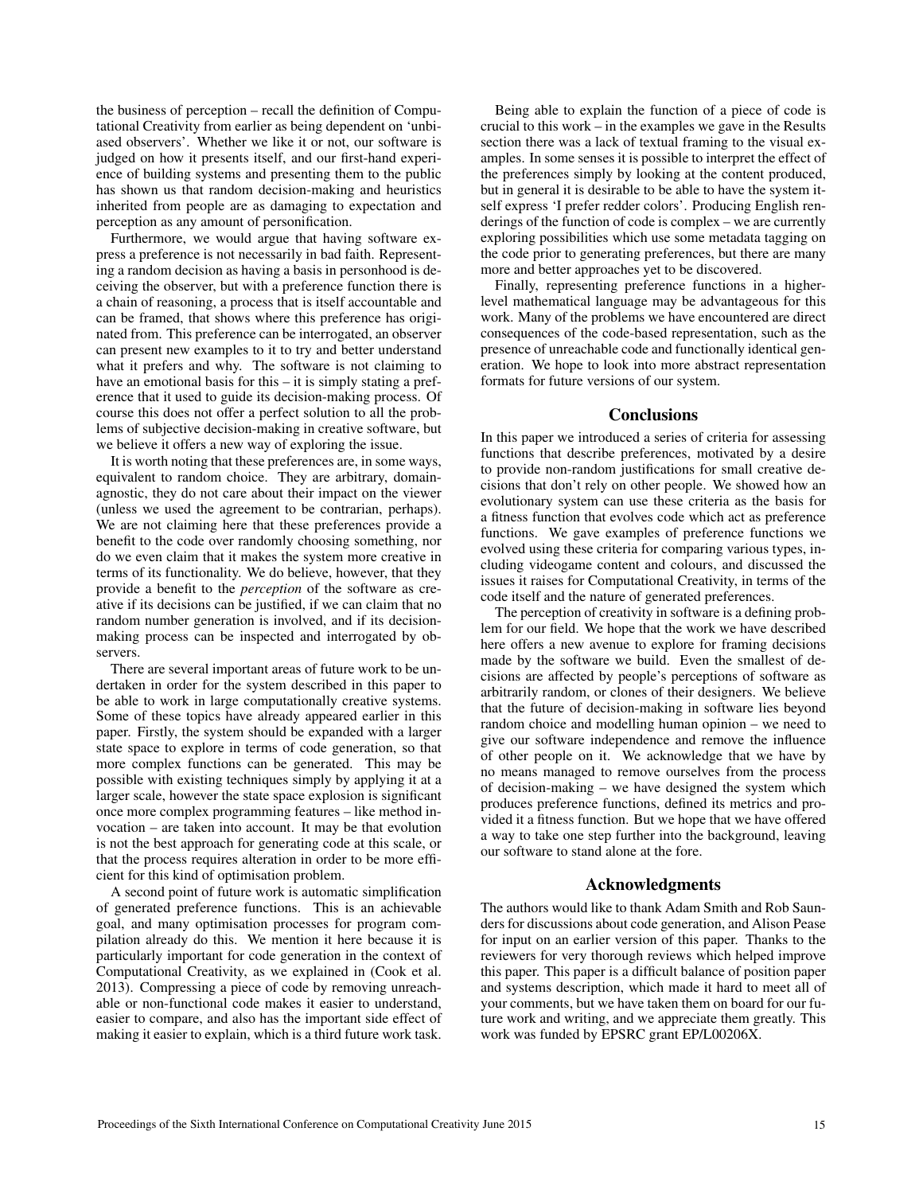the business of perception – recall the definition of Computational Creativity from earlier as being dependent on 'unbiased observers'. Whether we like it or not, our software is judged on how it presents itself, and our first-hand experience of building systems and presenting them to the public has shown us that random decision-making and heuristics inherited from people are as damaging to expectation and perception as any amount of personification.

Furthermore, we would argue that having software express a preference is not necessarily in bad faith. Representing a random decision as having a basis in personhood is deceiving the observer, but with a preference function there is a chain of reasoning, a process that is itself accountable and can be framed, that shows where this preference has originated from. This preference can be interrogated, an observer can present new examples to it to try and better understand what it prefers and why. The software is not claiming to have an emotional basis for this – it is simply stating a preference that it used to guide its decision-making process. Of course this does not offer a perfect solution to all the problems of subjective decision-making in creative software, but we believe it offers a new way of exploring the issue.

It is worth noting that these preferences are, in some ways, equivalent to random choice. They are arbitrary, domain-agnostic, they do not care about their impact on the viewer (unless we used the agreement to be contrarian, perhaps). We are not claiming here that these preferences provide a benefit to the code over randomly choosing something, nor do we even claim that it makes the system more creative in terms of its functionality. We do believe, however, that they provide a benefit to the *perception* of the software as creative if its decisions can be justified, if we can claim that no random number generation is involved, and if its decision-making process can be inspected and interrogated by observers.

There are several important areas of future work to be undertaken in order for the system described in this paper to be able to work in large computationally creative systems. Some of these topics have already appeared earlier in this paper. Firstly, the system should be expanded with a larger state space to explore in terms of code generation, so that more complex functions can be generated. This may be possible with existing techniques simply by applying it at a larger scale, however the state space explosion is significant once more complex programming features – like method invocation – are taken into account. It may be that evolution is not the best approach for generating code at this scale, or that the process requires alteration in order to be more efficient for this kind of optimisation problem.

A second point of future work is automatic simplification of generated preference functions. This is an achievable goal, and many optimisation processes for program compilation already do this. We mention it here because it is particularly important for code generation in the context of Computational Creativity, as we explained in (Cook et al. 2013). Compressing a piece of code by removing unreachable or non-functional code makes it easier to understand, easier to compare, and also has the important side effect of making it easier to explain, which is a third future work task.

Being able to explain the function of a piece of code is crucial to this work – in the examples we gave in the Results section there was a lack of textual framing to the visual examples. In some senses it is possible to interpret the effect of the preferences simply by looking at the content produced, but in general it is desirable to be able to have the system itself express 'I prefer redder colors'. Producing English renderings of the function of code is complex – we are currently exploring possibilities which use some metadata tagging on the code prior to generating preferences, but there are many more and better approaches yet to be discovered.

Finally, representing preference functions in a higher-level mathematical language may be advantageous for this work. Many of the problems we have encountered are direct consequences of the code-based representation, such as the presence of unreachable code and functionally identical generation. We hope to look into more abstract representation formats for future versions of our system.

## Conclusions

In this paper we introduced a series of criteria for assessing functions that describe preferences, motivated by a desire to provide non-random justifications for small creative decisions that don't rely on other people. We showed how an evolutionary system can use these criteria as the basis for a fitness function that evolves code which act as preference functions. We gave examples of preference functions we evolved using these criteria for comparing various types, including videogame content and colours, and discussed the issues it raises for Computational Creativity, in terms of the code itself and the nature of generated preferences.

The perception of creativity in software is a defining problem for our field. We hope that the work we have described here offers a new avenue to explore for framing decisions made by the software we build. Even the smallest of decisions are affected by people's perceptions of software as arbitrarily random, or clones of their designers. We believe that the future of decision-making in software lies beyond random choice and modelling human opinion – we need to give our software independence and remove the influence of other people on it. We acknowledge that we have by no means managed to remove ourselves from the process of decision-making – we have designed the system which produces preference functions, defined its metrics and provided it a fitness function. But we hope that we have offered a way to take one step further into the background, leaving our software to stand alone at the fore.

## Acknowledgments

The authors would like to thank Adam Smith and Rob Saunders for discussions about code generation, and Alison Pease for input on an earlier version of this paper. Thanks to the reviewers for very thorough reviews which helped improve this paper. This paper is a difficult balance of position paper and systems description, which made it hard to meet all of your comments, but we have taken them on board for our future work and writing, and we appreciate them greatly. This work was funded by EPSRC grant EP/L00206X.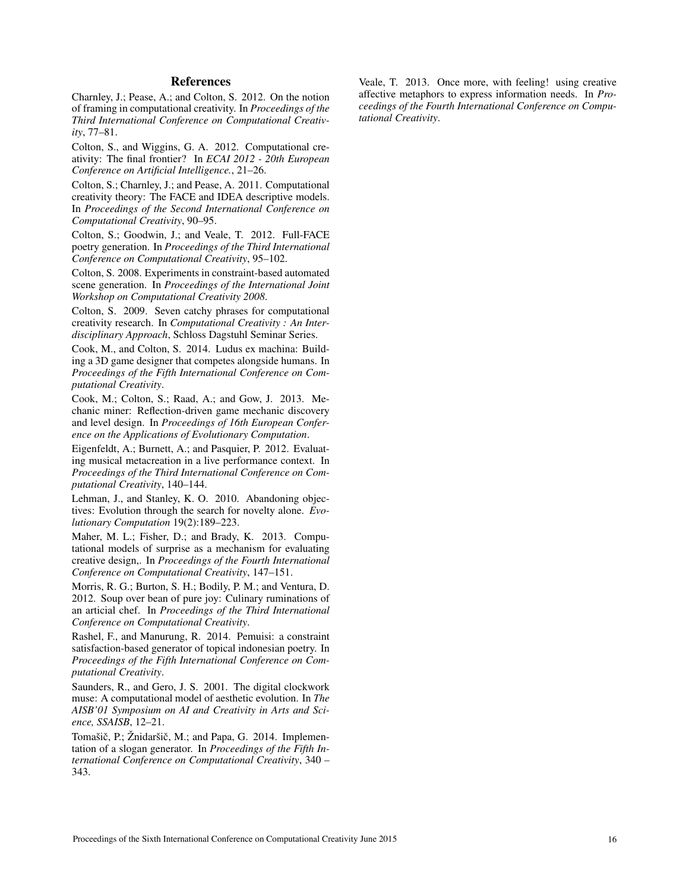## References

Charnley, J.; Pease, A.; and Colton, S. 2012. On the notion of framing in computational creativity. In *Proceedings of the Third International Conference on Computational Creativity*, 77–81.

Colton, S., and Wiggins, G. A. 2012. Computational creativity: The final frontier? In *ECAI 2012 - 20th European Conference on Artificial Intelligence.*, 21–26.

Colton, S.; Charnley, J.; and Pease, A. 2011. Computational creativity theory: The FACE and IDEA descriptive models. In *Proceedings of the Second International Conference on Computational Creativity*, 90–95.

Colton, S.; Goodwin, J.; and Veale, T. 2012. Full-FACE poetry generation. In *Proceedings of the Third International Conference on Computational Creativity*, 95–102.

Colton, S. 2008. Experiments in constraint-based automated scene generation. In *Proceedings of the International Joint Workshop on Computational Creativity 2008*.

Colton, S. 2009. Seven catchy phrases for computational creativity research. In *Computational Creativity : An Interdisciplinary Approach*, Schloss Dagstuhl Seminar Series.

Cook, M., and Colton, S. 2014. Ludus ex machina: Building a 3D game designer that competes alongside humans. In *Proceedings of the Fifth International Conference on Computational Creativity*.

Cook, M.; Colton, S.; Raad, A.; and Gow, J. 2013. Mechanic miner: Reflection-driven game mechanic discovery and level design. In *Proceedings of 16th European Conference on the Applications of Evolutionary Computation*.

Eigenfeldt, A.; Burnett, A.; and Pasquier, P. 2012. Evaluating musical metacreation in a live performance context. In *Proceedings of the Third International Conference on Computational Creativity*, 140–144.

Lehman, J., and Stanley, K. O. 2010. Abandoning objectives: Evolution through the search for novelty alone. *Evolutionary Computation* 19(2):189–223.

Maher, M. L.; Fisher, D.; and Brady, K. 2013. Computational models of surprise as a mechanism for evaluating creative design,. In *Proceedings of the Fourth International Conference on Computational Creativity*, 147–151.

Morris, R. G.; Burton, S. H.; Bodily, P. M.; and Ventura, D. 2012. Soup over bean of pure joy: Culinary ruminations of an articial chef. In *Proceedings of the Third International Conference on Computational Creativity*.

Rashel, F., and Manurung, R. 2014. Pemuisi: a constraint satisfaction-based generator of topical indonesian poetry. In *Proceedings of the Fifth International Conference on Computational Creativity*.

Saunders, R., and Gero, J. S. 2001. The digital clockwork muse: A computational model of aesthetic evolution. In *The AISB'01 Symposium on AI and Creativity in Arts and Science, SSAISB*, 12–21.

Tomašič, P.; Žnidaršič, M.; and Papa, G. 2014. Implementation of a slogan generator. In *Proceedings of the Fifth International Conference on Computational Creativity*, 340 – 343.

Veale, T. 2013. Once more, with feeling! using creative affective metaphors to express information needs. In *Proceedings of the Fourth International Conference on Computational Creativity*.